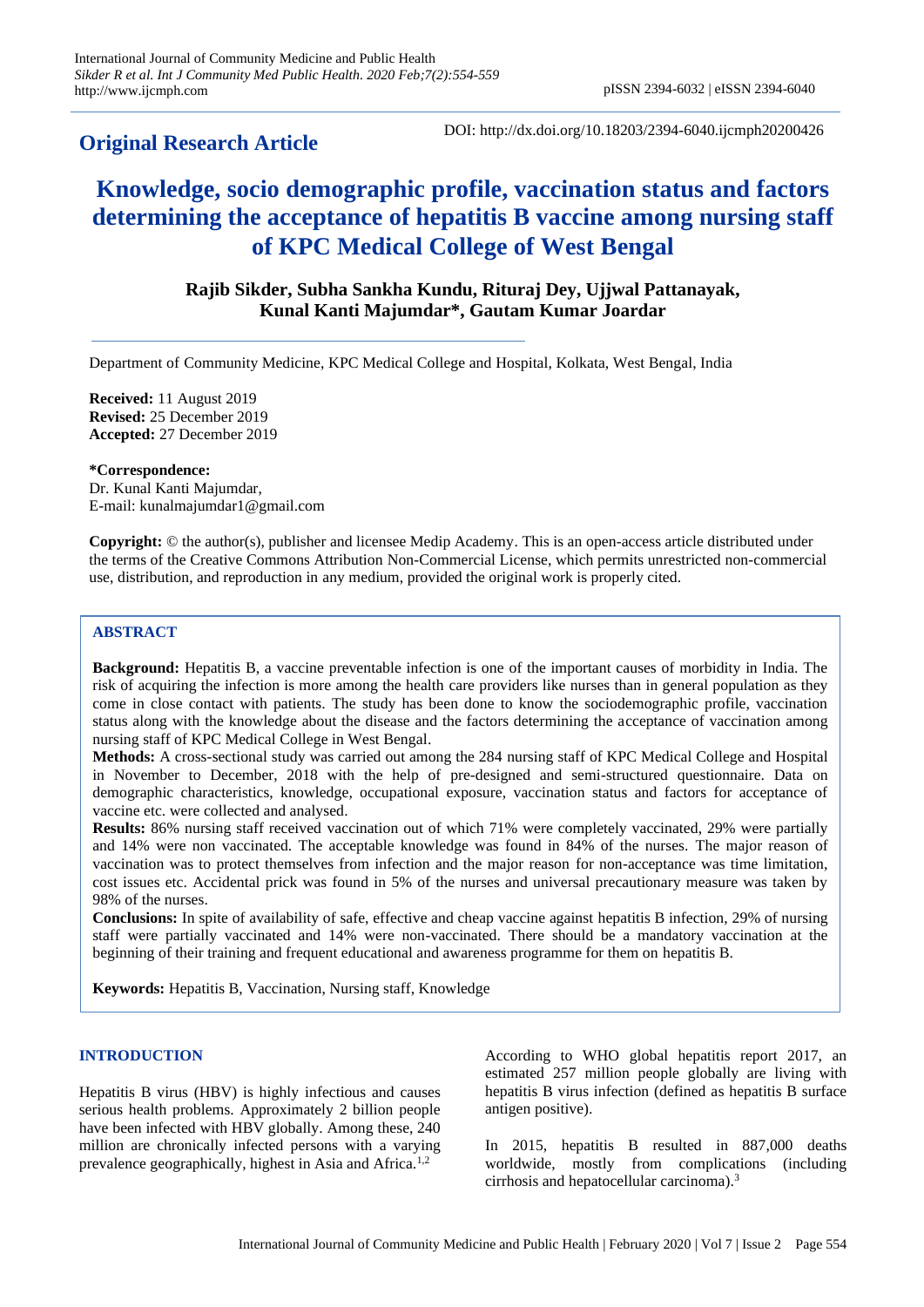**Original Research Article**

DOI: http://dx.doi.org/10.18203/2394-6040.ijcmph20200426

# Knowledge, socio demographic profile, vaccination status and factors determining the acceptance of hepatitis B vaccine among nursing staff of KPC Medical College of West Bengal

**Rajib Sikder, Subha Sankha Kundu, Rituraj Dey, Ujjwal Pattanayak, Kunal Kanti Majumdar*, Gautam Kumar Joardar**

Department of Community Medicine, KPC Medical College and Hospital, Kolkata, West Bengal, India

**Received:** 11 August 2019
**Revised:** 25 December 2019
**Accepted:** 27 December 2019

***Correspondence:**
Dr. Kunal Kanti Majumdar,
E-mail: kunalmajumdar1@gmail.com

**Copyright:** © the author(s), publisher and licensee Medip Academy. This is an open-access article distributed under the terms of the Creative Commons Attribution Non-Commercial License, which permits unrestricted non-commercial use, distribution, and reproduction in any medium, provided the original work is properly cited.

## ABSTRACT

**Background:** Hepatitis B, a vaccine preventable infection is one of the important causes of morbidity in India. The risk of acquiring the infection is more among the health care providers like nurses than in general population as they come in close contact with patients. The study has been done to know the sociodemographic profile, vaccination status along with the knowledge about the disease and the factors determining the acceptance of vaccination among nursing staff of KPC Medical College in West Bengal.

**Methods:** A cross-sectional study was carried out among the 284 nursing staff of KPC Medical College and Hospital in November to December, 2018 with the help of pre-designed and semi-structured questionnaire. Data on demographic characteristics, knowledge, occupational exposure, vaccination status and factors for acceptance of vaccine etc. were collected and analysed.

**Results:** 86% nursing staff received vaccination out of which 71% were completely vaccinated, 29% were partially and 14% were non vaccinated. The acceptable knowledge was found in 84% of the nurses. The major reason of vaccination was to protect themselves from infection and the major reason for non-acceptance was time limitation, cost issues etc. Accidental prick was found in 5% of the nurses and universal precautionary measure was taken by 98% of the nurses.

**Conclusions:** In spite of availability of safe, effective and cheap vaccine against hepatitis B infection, 29% of nursing staff were partially vaccinated and 14% were non-vaccinated. There should be a mandatory vaccination at the beginning of their training and frequent educational and awareness programme for them on hepatitis B.

**Keywords:** Hepatitis B, Vaccination, Nursing staff, Knowledge

## INTRODUCTION

Hepatitis B virus (HBV) is highly infectious and causes serious health problems. Approximately 2 billion people have been infected with HBV globally. Among these, 240 million are chronically infected persons with a varying prevalence geographically, highest in Asia and Africa.[1,2]

According to WHO global hepatitis report 2017, an estimated 257 million people globally are living with hepatitis B virus infection (defined as hepatitis B surface antigen positive).

In 2015, hepatitis B resulted in 887,000 deaths worldwide, mostly from complications (including cirrhosis and hepatocellular carcinoma).[3]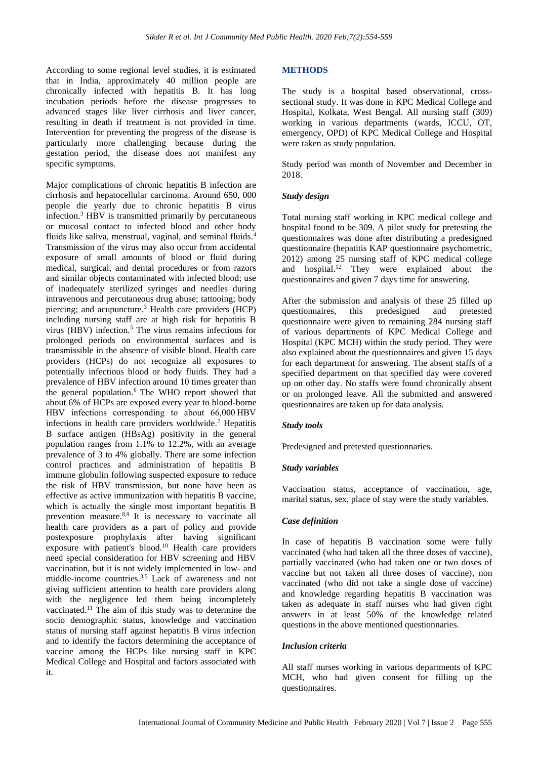According to some regional level studies, it is estimated that in India, approximately 40 million people are chronically infected with hepatitis B. It has long incubation periods before the disease progresses to advanced stages like liver cirrhosis and liver cancer, resulting in death if treatment is not provided in time. Intervention for preventing the progress of the disease is particularly more challenging because during the gestation period, the disease does not manifest any specific symptoms.

Major complications of chronic hepatitis B infection are cirrhosis and hepatocellular carcinoma. Around 650, 000 people die yearly due to chronic hepatitis B virus infection.[3] HBV is transmitted primarily by percutaneous or mucosal contact to infected blood and other body fluids like saliva, menstrual, vaginal, and seminal fluids.[4] Transmission of the virus may also occur from accidental exposure of small amounts of blood or fluid during medical, surgical, and dental procedures or from razors and similar objects contaminated with infected blood; use of inadequately sterilized syringes and needles during intravenous and percutaneous drug abuse; tattooing; body piercing; and acupuncture.[3] Health care providers (HCP) including nursing staff are at high risk for hepatitis B virus (HBV) infection.[5] The virus remains infectious for prolonged periods on environmental surfaces and is transmissible in the absence of visible blood. Health care providers (HCPs) do not recognize all exposures to potentially infectious blood or body fluids. They had a prevalence of HBV infection around 10 times greater than the general population.[6] The WHO report showed that about 6% of HCPs are exposed every year to blood-borne HBV infections corresponding to about 66,000 HBV infections in health care providers worldwide.[7] Hepatitis B surface antigen (HBsAg) positivity in the general population ranges from 1.1% to 12.2%, with an average prevalence of 3 to 4% globally. There are some infection control practices and administration of hepatitis B immune globulin following suspected exposure to reduce the risk of HBV transmission, but none have been as effective as active immunization with hepatitis B vaccine, which is actually the single most important hepatitis B prevention measure.[8,9] It is necessary to vaccinate all health care providers as a part of policy and provide postexposure prophylaxis after having significant exposure with patient's blood.[10] Health care providers need special consideration for HBV screening and HBV vaccination, but it is not widely implemented in low- and middle-income countries.[3,5] Lack of awareness and not giving sufficient attention to health care providers along with the negligence led them being incompletely vaccinated.[11] The aim of this study was to determine the socio demographic status, knowledge and vaccination status of nursing staff against hepatitis B virus infection and to identify the factors determining the acceptance of vaccine among the HCPs like nursing staff in KPC Medical College and Hospital and factors associated with it.

## METHODS

The study is a hospital based observational, cross-sectional study. It was done in KPC Medical College and Hospital, Kolkata, West Bengal. All nursing staff (309) working in various departments (wards, ICCU, OT, emergency, OPD) of KPC Medical College and Hospital were taken as study population.

Study period was month of November and December in 2018.

### *Study design*

Total nursing staff working in KPC medical college and hospital found to be 309. A pilot study for pretesting the questionnaires was done after distributing a predesigned questionnaire (hepatitis KAP questionnaire psychometric, 2012) among 25 nursing staff of KPC medical college and hospital.[12] They were explained about the questionnaires and given 7 days time for answering.

After the submission and analysis of these 25 filled up questionnaires, this predesigned and pretested questionnaire were given to remaining 284 nursing staff of various departments of KPC Medical College and Hospital (KPC MCH) within the study period. They were also explained about the questionnaires and given 15 days for each department for answering. The absent staffs of a specified department on that specified day were covered up on other day. No staffs were found chronically absent or on prolonged leave. All the submitted and answered questionnaires are taken up for data analysis.

### *Study tools*

Predesigned and pretested questionnaries.

### *Study variables*

Vaccination status, acceptance of vaccination, age, marital status, sex, place of stay were the study variables.

### *Case definition*

In case of hepatitis B vaccination some were fully vaccinated (who had taken all the three doses of vaccine), partially vaccinated (who had taken one or two doses of vaccine but not taken all three doses of vaccine), non vaccinated (who did not take a single dose of vaccine) and knowledge regarding hepatitis B vaccination was taken as adequate in staff nurses who had given right answers in at least 50% of the knowledge related questions in the above mentioned questionnaries.

### *Inclusion criteria*

All staff nurses working in various departments of KPC MCH, who had given consent for filling up the questionnaires.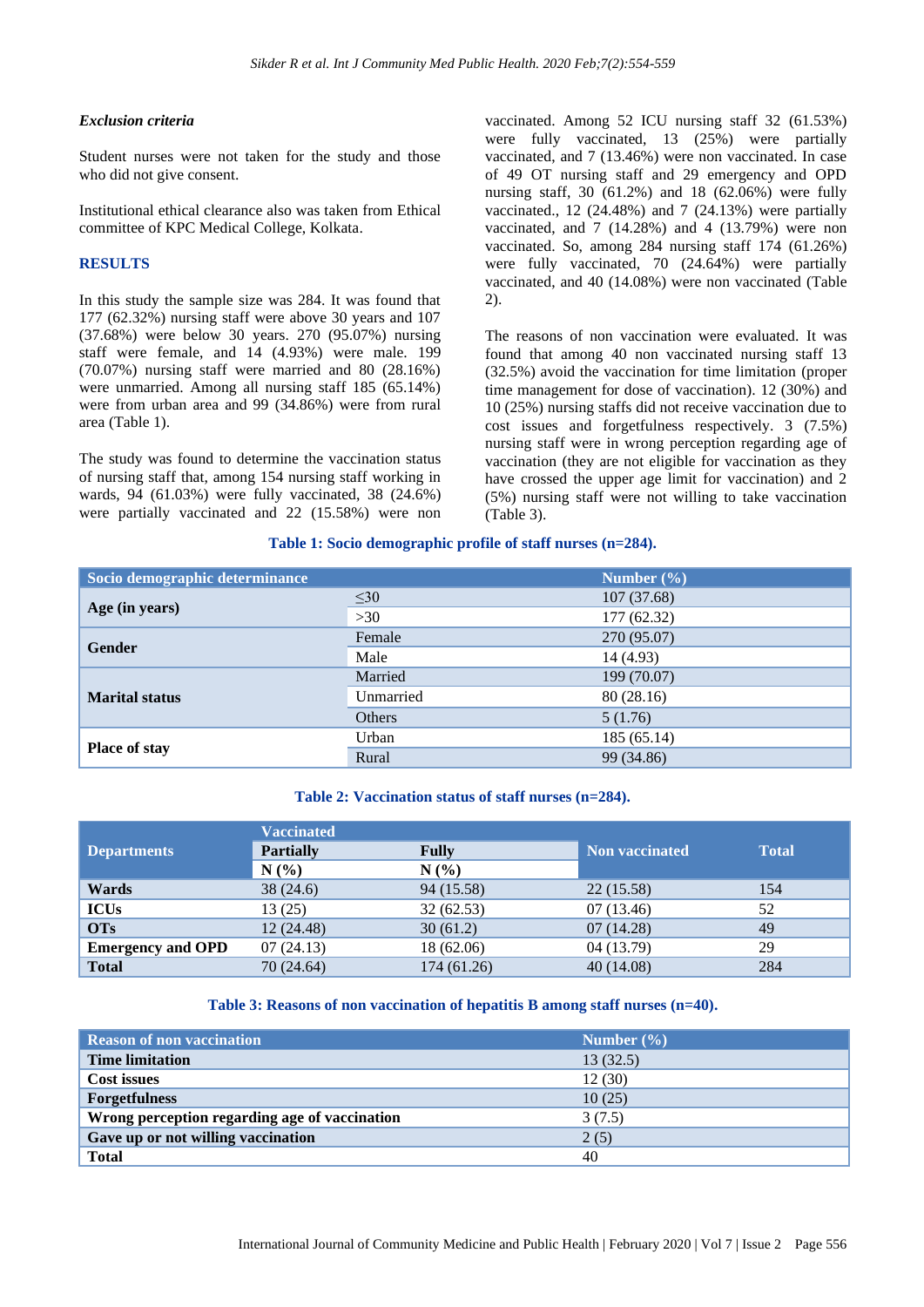### Exclusion criteria

Student nurses were not taken for the study and those who did not give consent.

Institutional ethical clearance also was taken from Ethical committee of KPC Medical College, Kolkata.

## RESULTS

In this study the sample size was 284. It was found that 177 (62.32%) nursing staff were above 30 years and 107 (37.68%) were below 30 years. 270 (95.07%) nursing staff were female, and 14 (4.93%) were male. 199 (70.07%) nursing staff were married and 80 (28.16%) were unmarried. Among all nursing staff 185 (65.14%) were from urban area and 99 (34.86%) were from rural area (Table 1).

The study was found to determine the vaccination status of nursing staff that, among 154 nursing staff working in wards, 94 (61.03%) were fully vaccinated, 38 (24.6%) were partially vaccinated and 22 (15.58%) were non vaccinated. Among 52 ICU nursing staff 32 (61.53%) were fully vaccinated, 13 (25%) were partially vaccinated, and 7 (13.46%) were non vaccinated. In case of 49 OT nursing staff and 29 emergency and OPD nursing staff, 30 (61.2%) and 18 (62.06%) were fully vaccinated., 12 (24.48%) and 7 (24.13%) were partially vaccinated, and 7 (14.28%) and 4 (13.79%) were non vaccinated. So, among 284 nursing staff 174 (61.26%) were fully vaccinated, 70 (24.64%) were partially vaccinated, and 40 (14.08%) were non vaccinated (Table 2).

The reasons of non vaccination were evaluated. It was found that among 40 non vaccinated nursing staff 13 (32.5%) avoid the vaccination for time limitation (proper time management for dose of vaccination). 12 (30%) and 10 (25%) nursing staffs did not receive vaccination due to cost issues and forgetfulness respectively. 3 (7.5%) nursing staff were in wrong perception regarding age of vaccination (they are not eligible for vaccination as they have crossed the upper age limit for vaccination) and 2 (5%) nursing staff were not willing to take vaccination (Table 3).

**Table 1: Socio demographic profile of staff nurses (n=284).**

| Socio demographic determinance | | Number (%) |
|---|---|---|
| **Age (in years)** | ≤30 | 107 (37.68) |
| | >30 | 177 (62.32) |
| **Gender** | Female | 270 (95.07) |
| | Male | 14 (4.93) |
| **Marital status** | Married | 199 (70.07) |
| | Unmarried | 80 (28.16) |
| | Others | 5 (1.76) |
| **Place of stay** | Urban | 185 (65.14) |
| | Rural | 99 (34.86) |

**Table 2: Vaccination status of staff nurses (n=284).**

| Departments | Vaccinated | | Non vaccinated | Total |
|---|---|---|---|---|
| | Partially | Fully | | |
| | N (%) | N (%) | | |
| **Wards** | 38 (24.6) | 94 (15.58) | 22 (15.58) | 154 |
| **ICUs** | 13 (25) | 32 (62.53) | 07 (13.46) | 52 |
| **OTs** | 12 (24.48) | 30 (61.2) | 07 (14.28) | 49 |
| **Emergency and OPD** | 07 (24.13) | 18 (62.06) | 04 (13.79) | 29 |
| **Total** | 70 (24.64) | 174 (61.26) | 40 (14.08) | 284 |

**Table 3: Reasons of non vaccination of hepatitis B among staff nurses (n=40).**

| Reason of non vaccination | Number (%) |
|---|---|
| **Time limitation** | 13 (32.5) |
| **Cost issues** | 12 (30) |
| **Forgetfulness** | 10 (25) |
| **Wrong perception regarding age of vaccination** | 3 (7.5) |
| **Gave up or not willing vaccination** | 2 (5) |
| **Total** | 40 |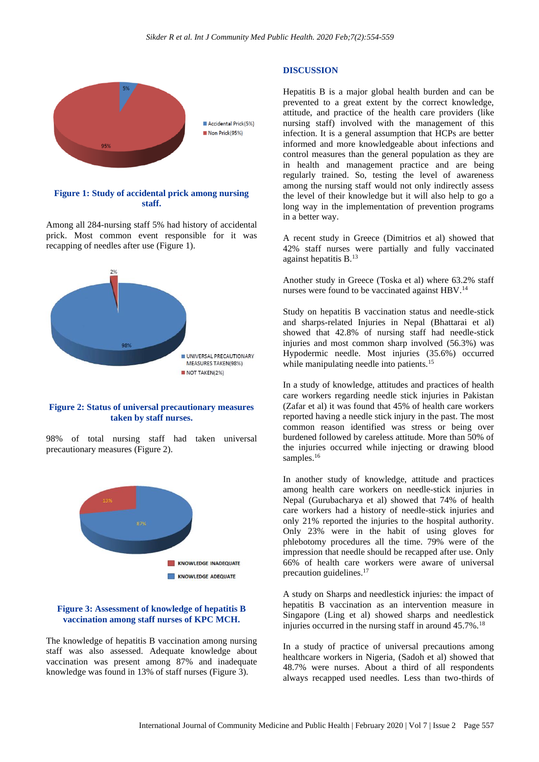**Figure 1: Study of accidental prick among nursing staff.**

Among all 284-nursing staff 5% had history of accidental prick. Most common event responsible for it was recapping of needles after use (Figure 1).

**Figure 2: Status of universal precautionary measures taken by staff nurses.**

98% of total nursing staff had taken universal precautionary measures (Figure 2).

**Figure 3: Assessment of knowledge of hepatitis B vaccination among staff nurses of KPC MCH.**

The knowledge of hepatitis B vaccination among nursing staff was also assessed. Adequate knowledge about vaccination was present among 87% and inadequate knowledge was found in 13% of staff nurses (Figure 3).

## DISCUSSION

Hepatitis B is a major global health burden and can be prevented to a great extent by the correct knowledge, attitude, and practice of the health care providers (like nursing staff) involved with the management of this infection. It is a general assumption that HCPs are better informed and more knowledgeable about infections and control measures than the general population as they are in health and management practice and are being regularly trained. So, testing the level of awareness among the nursing staff would not only indirectly assess the level of their knowledge but it will also help to go a long way in the implementation of prevention programs in a better way.

A recent study in Greece (Dimitrios et al) showed that 42% staff nurses were partially and fully vaccinated against hepatitis B.[13]

Another study in Greece (Toska et al) where 63.2% staff nurses were found to be vaccinated against HBV.[14]

Study on hepatitis B vaccination status and needle-stick and sharps-related Injuries in Nepal (Bhattarai et al) showed that 42.8% of nursing staff had needle-stick injuries and most common sharp involved (56.3%) was Hypodermic needle. Most injuries (35.6%) occurred while manipulating needle into patients.[15]

In a study of knowledge, attitudes and practices of health care workers regarding needle stick injuries in Pakistan (Zafar et al) it was found that 45% of health care workers reported having a needle stick injury in the past. The most common reason identified was stress or being over burdened followed by careless attitude. More than 50% of the injuries occurred while injecting or drawing blood samples.[16]

In another study of knowledge, attitude and practices among health care workers on needle-stick injuries in Nepal (Gurubacharya et al) showed that 74% of health care workers had a history of needle-stick injuries and only 21% reported the injuries to the hospital authority. Only 23% were in the habit of using gloves for phlebotomy procedures all the time. 79% were of the impression that needle should be recapped after use. Only 66% of health care workers were aware of universal precaution guidelines.[17]

A study on Sharps and needlestick injuries: the impact of hepatitis B vaccination as an intervention measure in Singapore (Ling et al) showed that sharps and needlestick injuries occurred in the nursing staff in around 45.7%.[18]

In a study of practice of universal precautions among healthcare workers in Nigeria, (Sadoh et al) showed that 48.7% were nurses. About a third of all respondents always recapped used needles. Less than two-thirds of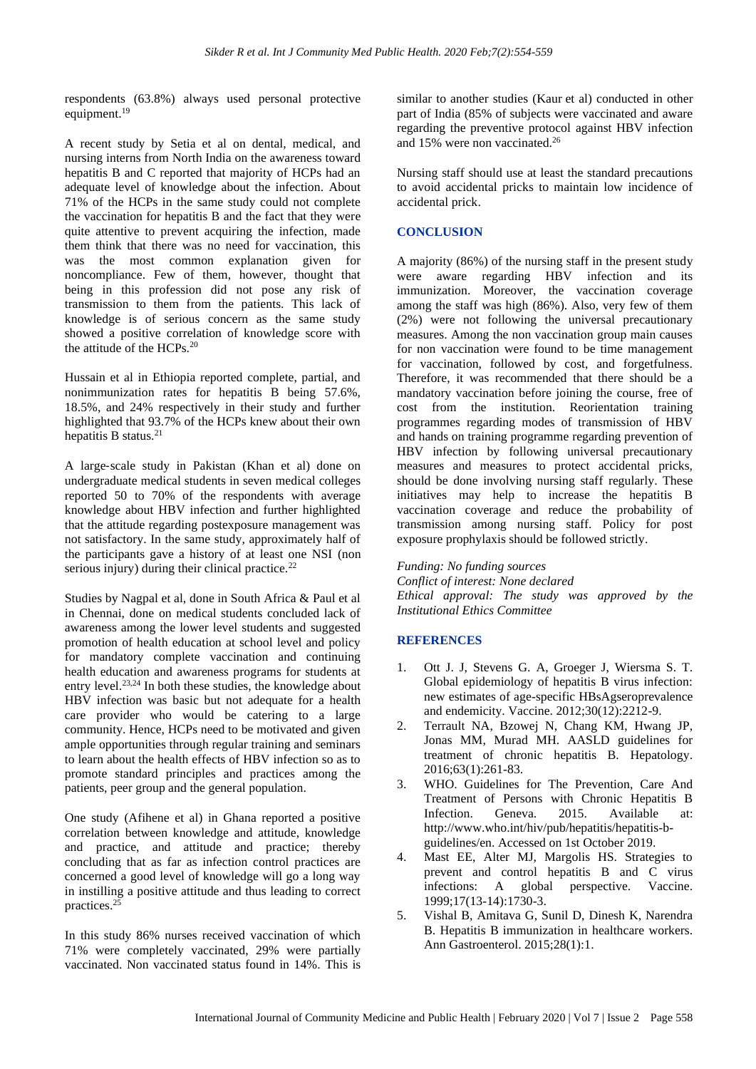respondents (63.8%) always used personal protective equipment.[19]

A recent study by Setia et al on dental, medical, and nursing interns from North India on the awareness toward hepatitis B and C reported that majority of HCPs had an adequate level of knowledge about the infection. About 71% of the HCPs in the same study could not complete the vaccination for hepatitis B and the fact that they were quite attentive to prevent acquiring the infection, made them think that there was no need for vaccination, this was the most common explanation given for noncompliance. Few of them, however, thought that being in this profession did not pose any risk of transmission to them from the patients. This lack of knowledge is of serious concern as the same study showed a positive correlation of knowledge score with the attitude of the HCPs.[20]

Hussain et al in Ethiopia reported complete, partial, and nonimmunization rates for hepatitis B being 57.6%, 18.5%, and 24% respectively in their study and further highlighted that 93.7% of the HCPs knew about their own hepatitis B status.[21]

A large-scale study in Pakistan (Khan et al) done on undergraduate medical students in seven medical colleges reported 50 to 70% of the respondents with average knowledge about HBV infection and further highlighted that the attitude regarding postexposure management was not satisfactory. In the same study, approximately half of the participants gave a history of at least one NSI (non serious injury) during their clinical practice.[22]

Studies by Nagpal et al, done in South Africa & Paul et al in Chennai, done on medical students concluded lack of awareness among the lower level students and suggested promotion of health education at school level and policy for mandatory complete vaccination and continuing health education and awareness programs for students at entry level.[23,24] In both these studies, the knowledge about HBV infection was basic but not adequate for a health care provider who would be catering to a large community. Hence, HCPs need to be motivated and given ample opportunities through regular training and seminars to learn about the health effects of HBV infection so as to promote standard principles and practices among the patients, peer group and the general population.

One study (Afihene et al) in Ghana reported a positive correlation between knowledge and attitude, knowledge and practice, and attitude and practice; thereby concluding that as far as infection control practices are concerned a good level of knowledge will go a long way in instilling a positive attitude and thus leading to correct practices.[25]

In this study 86% nurses received vaccination of which 71% were completely vaccinated, 29% were partially vaccinated. Non vaccinated status found in 14%. This is similar to another studies (Kaur et al) conducted in other part of India (85% of subjects were vaccinated and aware regarding the preventive protocol against HBV infection and 15% were non vaccinated.[26]

Nursing staff should use at least the standard precautions to avoid accidental pricks to maintain low incidence of accidental prick.

## CONCLUSION

A majority (86%) of the nursing staff in the present study were aware regarding HBV infection and its immunization. Moreover, the vaccination coverage among the staff was high (86%). Also, very few of them (2%) were not following the universal precautionary measures. Among the non vaccination group main causes for non vaccination were found to be time management for vaccination, followed by cost, and forgetfulness. Therefore, it was recommended that there should be a mandatory vaccination before joining the course, free of cost from the institution. Reorientation training programmes regarding modes of transmission of HBV and hands on training programme regarding prevention of HBV infection by following universal precautionary measures and measures to protect accidental pricks, should be done involving nursing staff regularly. These initiatives may help to increase the hepatitis B vaccination coverage and reduce the probability of transmission among nursing staff. Policy for post exposure prophylaxis should be followed strictly.

*Funding: No funding sources*
*Conflict of interest: None declared*
*Ethical approval: The study was approved by the Institutional Ethics Committee*

## REFERENCES

1. Ott J. J, Stevens G. A, Groeger J, Wiersma S. T. Global epidemiology of hepatitis B virus infection: new estimates of age-specific HBsAgseroprevalence and endemicity. Vaccine. 2012;30(12):2212-9.
2. Terrault NA, Bzowej N, Chang KM, Hwang JP, Jonas MM, Murad MH. AASLD guidelines for treatment of chronic hepatitis B. Hepatology. 2016;63(1):261-83.
3. WHO. Guidelines for The Prevention, Care And Treatment of Persons with Chronic Hepatitis B Infection. Geneva. 2015. Available at: http://www.who.int/hiv/pub/hepatitis/hepatitis-b-guidelines/en. Accessed on 1st October 2019.
4. Mast EE, Alter MJ, Margolis HS. Strategies to prevent and control hepatitis B and C virus infections: A global perspective. Vaccine. 1999;17(13-14):1730-3.
5. Vishal B, Amitava G, Sunil D, Dinesh K, Narendra B. Hepatitis B immunization in healthcare workers. Ann Gastroenterol. 2015;28(1):1.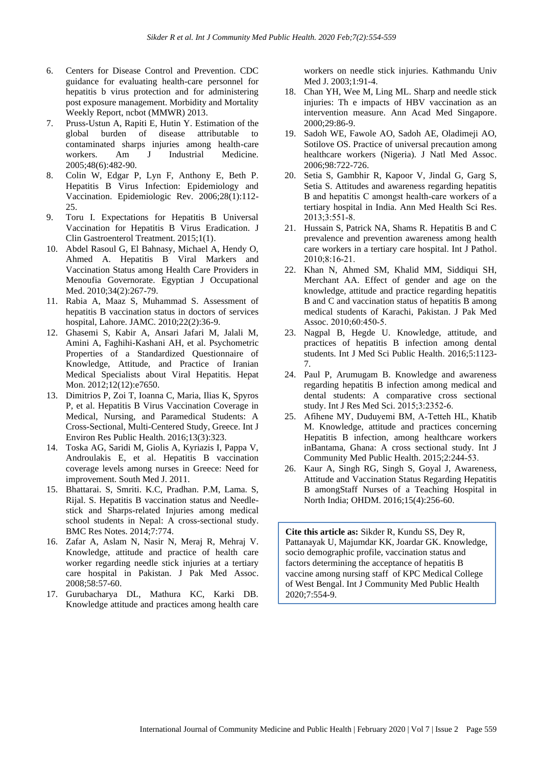6. Centers for Disease Control and Prevention. CDC guidance for evaluating health-care personnel for hepatitis b virus protection and for administering post exposure management. Morbidity and Mortality Weekly Report, ncbot (MMWR) 2013.
7. Pruss-Ustun A, Rapiti E, Hutin Y. Estimation of the global burden of disease attributable to contaminated sharps injuries among health-care workers. Am J Industrial Medicine. 2005;48(6):482-90.
8. Colin W, Edgar P, Lyn F, Anthony E, Beth P. Hepatitis B Virus Infection: Epidemiology and Vaccination. Epidemiologic Rev. 2006;28(1):112-25.
9. Toru I. Expectations for Hepatitis B Universal Vaccination for Hepatitis B Virus Eradication. J Clin Gastroenterol Treatment. 2015;1(1).
10. Abdel Rasoul G, El Bahnasy, Michael A, Hendy O, Ahmed A. Hepatitis B Viral Markers and Vaccination Status among Health Care Providers in Menoufia Governorate. Egyptian J Occupational Med. 2010;34(2):267-79.
11. Rabia A, Maaz S, Muhammad S. Assessment of hepatitis B vaccination status in doctors of services hospital, Lahore. JAMC. 2010;22(2):36-9.
12. Ghasemi S, Kabir A, Ansari Jafari M, Jalali M, Amini A, Faghihi-Kashani AH, et al. Psychometric Properties of a Standardized Questionnaire of Knowledge, Attitude, and Practice of Iranian Medical Specialists about Viral Hepatitis. Hepat Mon. 2012;12(12):e7650.
13. Dimitrios P, Zoi T, Ioanna C, Maria, Ilias K, Spyros P, et al. Hepatitis B Virus Vaccination Coverage in Medical, Nursing, and Paramedical Students: A Cross-Sectional, Multi-Centered Study, Greece. Int J Environ Res Public Health. 2016;13(3):323.
14. Toska AG, Saridi M, Giolis A, Kyriazis I, Pappa V, Androulakis E, et al. Hepatitis B vaccination coverage levels among nurses in Greece: Need for improvement. South Med J. 2011.
15. Bhattarai. S, Smriti. K.C, Pradhan. P.M, Lama. S, Rijal. S. Hepatitis B vaccination status and Needle-stick and Sharps-related Injuries among medical school students in Nepal: A cross-sectional study. BMC Res Notes. 2014;7:774.
16. Zafar A, Aslam N, Nasir N, Meraj R, Mehraj V. Knowledge, attitude and practice of health care worker regarding needle stick injuries at a tertiary care hospital in Pakistan. J Pak Med Assoc. 2008;58:57-60.
17. Gurubacharya DL, Mathura KC, Karki DB. Knowledge attitude and practices among health care workers on needle stick injuries. Kathmandu Univ Med J. 2003;1:91-4.
18. Chan YH, Wee M, Ling ML. Sharp and needle stick injuries: Th e impacts of HBV vaccination as an intervention measure. Ann Acad Med Singapore. 2000;29:86-9.
19. Sadoh WE, Fawole AO, Sadoh AE, Oladimeji AO, Sotilove OS. Practice of universal precaution among healthcare workers (Nigeria). J Natl Med Assoc. 2006;98:722-726.
20. Setia S, Gambhir R, Kapoor V, Jindal G, Garg S, Setia S. Attitudes and awareness regarding hepatitis B and hepatitis C amongst health-care workers of a tertiary hospital in India. Ann Med Health Sci Res. 2013;3:551-8.
21. Hussain S, Patrick NA, Shams R. Hepatitis B and C prevalence and prevention awareness among health care workers in a tertiary care hospital. Int J Pathol. 2010;8:16-21.
22. Khan N, Ahmed SM, Khalid MM, Siddiqui SH, Merchant AA. Effect of gender and age on the knowledge, attitude and practice regarding hepatitis B and C and vaccination status of hepatitis B among medical students of Karachi, Pakistan. J Pak Med Assoc. 2010;60:450-5.
23. Nagpal B, Hegde U. Knowledge, attitude, and practices of hepatitis B infection among dental students. Int J Med Sci Public Health. 2016;5:1123-7.
24. Paul P, Arumugam B. Knowledge and awareness regarding hepatitis B infection among medical and dental students: A comparative cross sectional study. Int J Res Med Sci. 2015;3:2352-6.
25. Afihene MY, Duduyemi BM, A-Tetteh HL, Khatib M. Knowledge, attitude and practices concerning Hepatitis B infection, among healthcare workers inBantama, Ghana: A cross sectional study. Int J Community Med Public Health. 2015;2:244-53.
26. Kaur A, Singh RG, Singh S, Goyal J, Awareness, Attitude and Vaccination Status Regarding Hepatitis B amongStaff Nurses of a Teaching Hospital in North India; OHDM. 2016;15(4):256-60.

**Cite this article as:** Sikder R, Kundu SS, Dey R, Pattanayak U, Majumdar KK, Joardar GK. Knowledge, socio demographic profile, vaccination status and factors determining the acceptance of hepatitis B vaccine among nursing staff of KPC Medical College of West Bengal. Int J Community Med Public Health 2020;7:554-9.